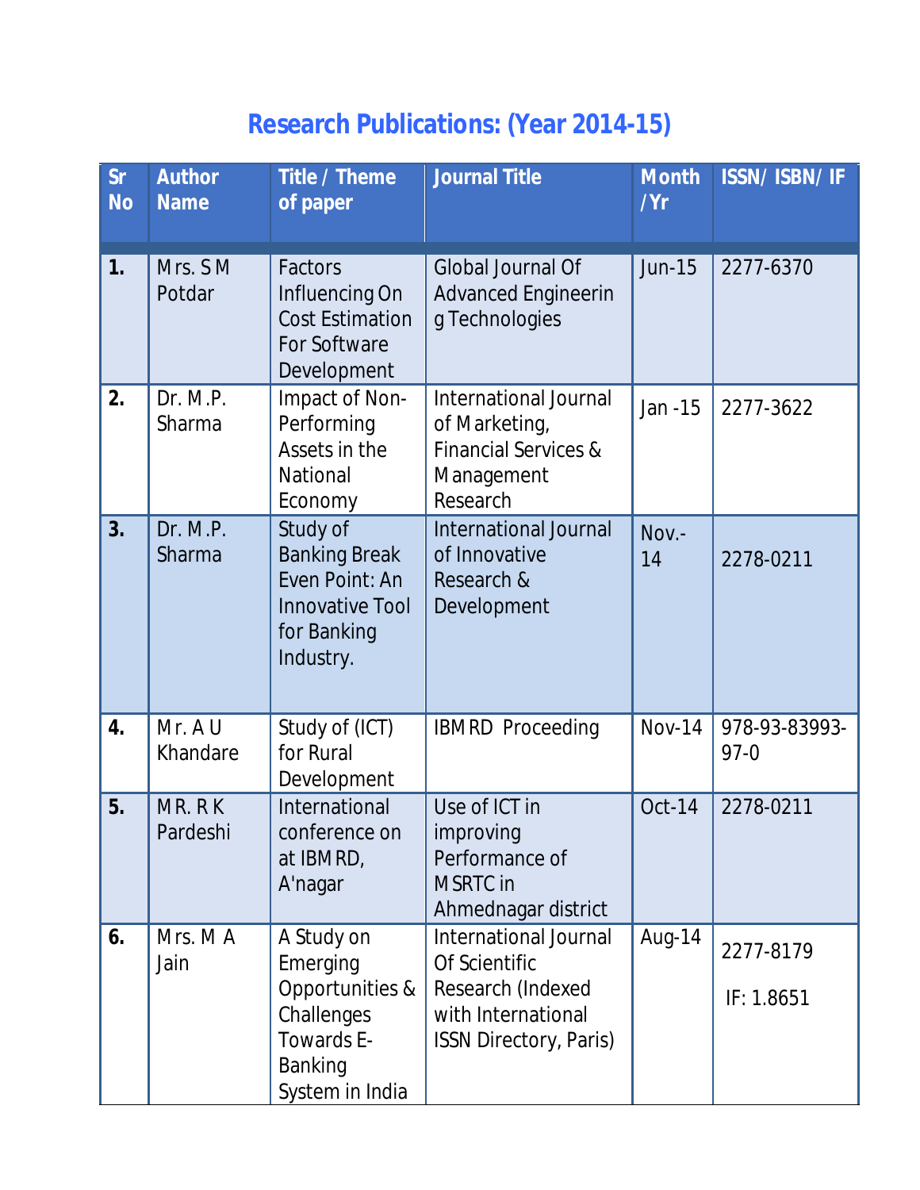# Research Publications: (Year 2014-15)

| Sr No | Author Name | Title / Theme of paper | Journal Title | Month /Yr | ISSN/ ISBN/ IF |
|---|---|---|---|---|---|
| **1.** | Mrs. S M Potdar | Factors Influencing On Cost Estimation For Software Development | Global Journal Of Advanced Engineering Technologies | Jun-15 | 2277-6370 |
| **2.** | Dr. M.P. Sharma | Impact of Non-Performing Assets in the National Economy | International Journal of Marketing, Financial Services & Management Research | Jan -15 | 2277-3622 |
| **3.** | Dr. M.P. Sharma | Study of Banking Break Even Point: An Innovative Tool for Banking Industry. | International Journal of Innovative Research & Development | Nov.-14 | 2278-0211 |
| **4.** | Mr. A U Khandare | Study of (ICT) for Rural Development | IBMRD Proceeding | Nov-14 | 978-93-83993-97-0 |
| **5.** | MR. R K Pardeshi | International conference on at IBMRD, A'nagar | Use of ICT in improving Performance of MSRTC in Ahmednagar district | Oct-14 | 2278-0211 |
| **6.** | Mrs. M A Jain | A Study on Emerging Opportunities & Challenges Towards E-Banking System in India | International Journal Of Scientific Research (Indexed with International ISSN Directory, Paris) | Aug-14 | 2277-8179 IF: 1.8651 |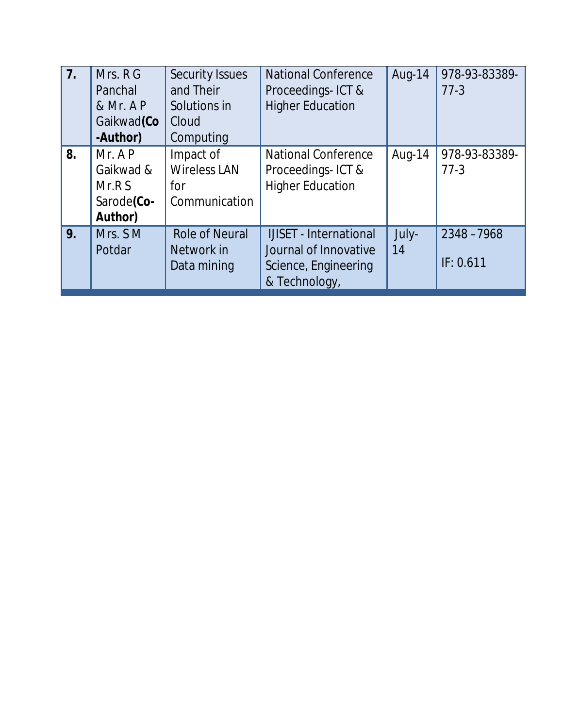| | | | | | |
|---|---|---|---|---|---|
| **7.** | Mrs. R G Panchal & Mr. A P Gaikwad**(Co-Author)** | Security Issues and Their Solutions in Cloud Computing | National Conference Proceedings- ICT & Higher Education | Aug-14 | 978-93-83389-77-3 |
| **8.** | Mr. A P Gaikwad & Mr.R S Sarode**(Co-Author)** | Impact of Wireless LAN for Communication | National Conference Proceedings- ICT & Higher Education | Aug-14 | 978-93-83389-77-3 |
| **9.** | Mrs. S M Potdar | Role of Neural Network in Data mining | IJISET - International Journal of Innovative Science, Engineering & Technology, | July-14 | 2348 –7968<br><br>IF: 0.611 |